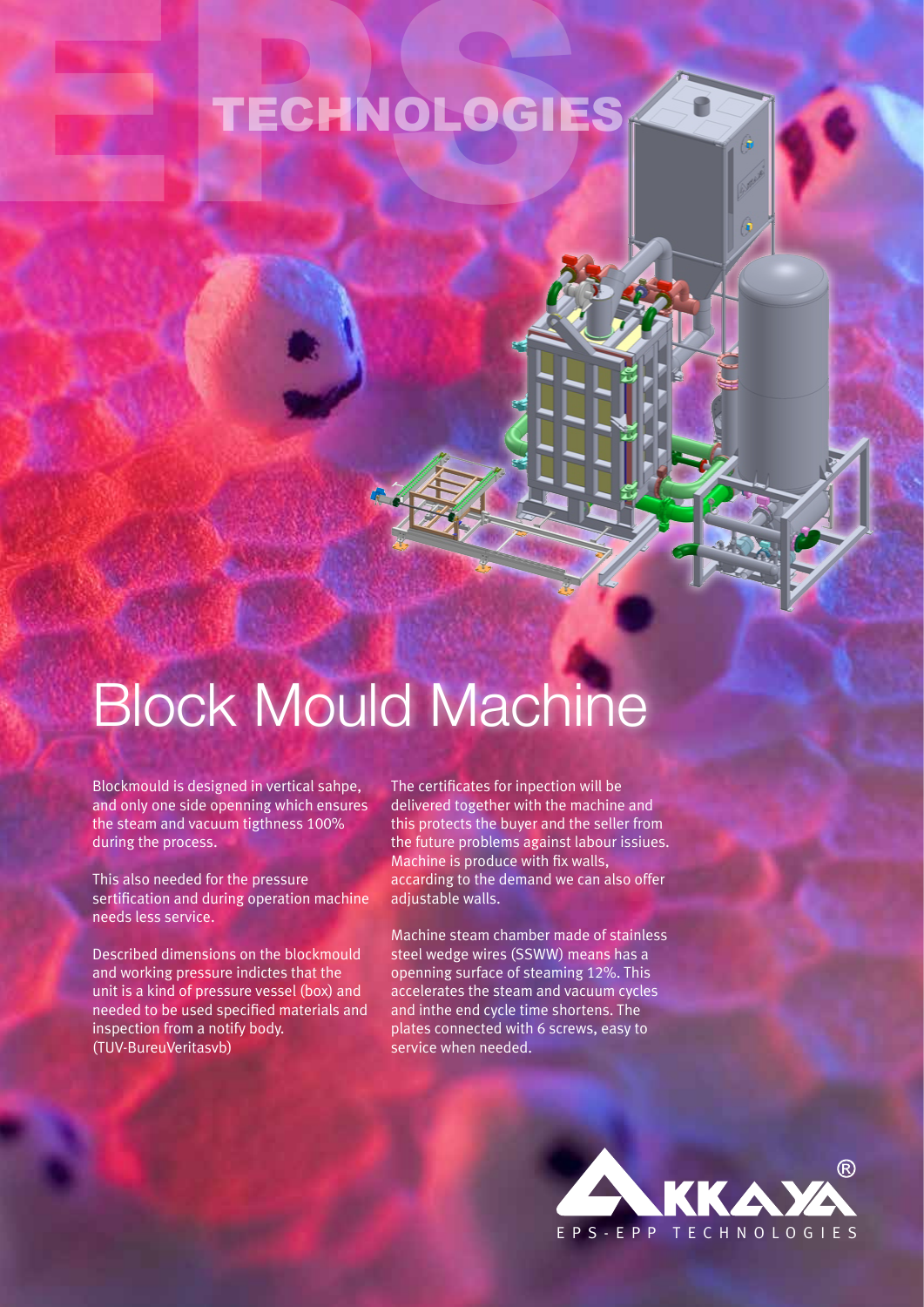EPS TECHNOLOGIES

# Block Mould Machine

Blockmould is designed in vertical sahpe, and only one side openning which ensures the steam and vacuum tigthness 100% during the process.

This also needed for the pressure sertification and during operation machine needs less service.

Described dimensions on the blockmould and working pressure indictes that the unit is a kind of pressure vessel (box) and needed to be used specified materials and inspection from a notify body. (TUV-BureuVeritasvb)

The certificates for inpection will be delivered together with the machine and this protects the buyer and the seller from the future problems against labour issiues. Machine is produce with fix walls, accarding to the demand we can also offer adjustable walls.

Machine steam chamber made of stainless steel wedge wires (SSWW) means has a openning surface of steaming 12%. This accelerates the steam and vacuum cycles and inthe end cycle time shortens. The plates connected with 6 screws, easy to service when needed.

AKKAYA®
EPS-EPP TECHNOLOGIES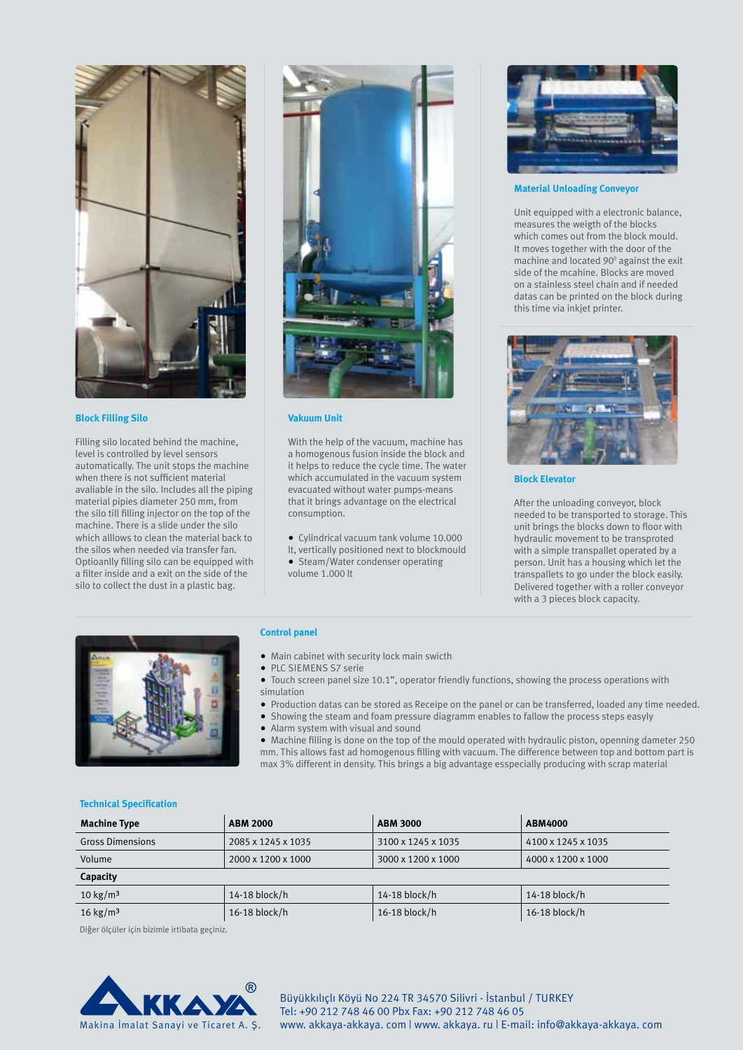### Block Filling Silo

Filling silo located behind the machine, level is controlled by level sensors automatically. The unit stops the machine when there is not sufficient material avaliable in the silo. Includes all the piping material pipies diameter 250 mm, from the silo till filling injector on the top of the machine. There is a slide under the silo which alllows to clean the material back to the silos when needed via transfer fan. Optioanlly filling silo can be equipped with a filter inside and a exit on the side of the silo to collect the dust in a plastic bag.

### Vakuum Unit

With the help of the vacuum, machine has a homogenous fusion inside the block and it helps to reduce the cycle time. The water which accumulated in the vacuum system evacuated without water pumps-means that it brings advantage on the electrical consumption.

- Cylindrical vacuum tank volume 10.000 lt, vertically positioned next to blockmould
- Steam/Water condenser operating volume 1.000 lt

### Material Unloading Conveyor

Unit equipped with a electronic balance, measures the weigth of the blocks which comes out from the block mould. It moves together with the door of the machine and located 90⁰ against the exit side of the mcahine. Blocks are moved on a stainless steel chain and if needed datas can be printed on the block during this time via inkjet printer.

### Block Elevator

After the unloading conveyor, block needed to be transported to storage. This unit brings the blocks down to floor with hydraulic movement to be transproted with a simple transpallet operated by a person. Unit has a housing which let the transpallets to go under the block easily. Delivered together with a roller conveyor with a 3 pieces block capacity.

### Control panel

- Main cabinet with security lock main swicth
- PLC SIEMENS S7 serie
- Touch screen panel size 10.1", operator friendly functions, showing the process operations with simulation
- Production datas can be stored as Receipe on the panel or can be transferred, loaded any time needed.
- Showing the steam and foam pressure diagramm enables to fallow the process steps easyly
- Alarm system with visual and sound
- Machine filling is done on the top of the mould operated with hydraulic piston, openning dameter 250 mm. This allows fast ad homogenous filling with vacuum. The difference between top and bottom part is max 3% different in density. This brings a big advantage esspecially producing with scrap material

### Technical Specification

| Machine Type | ABM 2000 | ABM 3000 | ABM4000 |
|---|---|---|---|
| Gross Dimensions | 2085 x 1245 x 1035 | 3100 x 1245 x 1035 | 4100 x 1245 x 1035 |
| Volume | 2000 x 1200 x 1000 | 3000 x 1200 x 1000 | 4000 x 1200 x 1000 |
| **Capacity** | | | |
| 10 kg/m³ | 14-18 block/h | 14-18 block/h | 14-18 block/h |
| 16 kg/m³ | 16-18 block/h | 16-18 block/h | 16-18 block/h |

Diğer ölçüler için bizimle irtibata geçiniz.

AKKAYA®
Makina İmalat Sanayi ve Ticaret A. Ş.

Büyükkılıçlı Köyü No 224 TR 34570 Silivri - İstanbul / TURKEY
Tel: +90 212 748 46 00 Pbx Fax: +90 212 748 46 05
www. akkaya-akkaya. com | www. akkaya. ru | E-mail: info@akkaya-akkaya. com